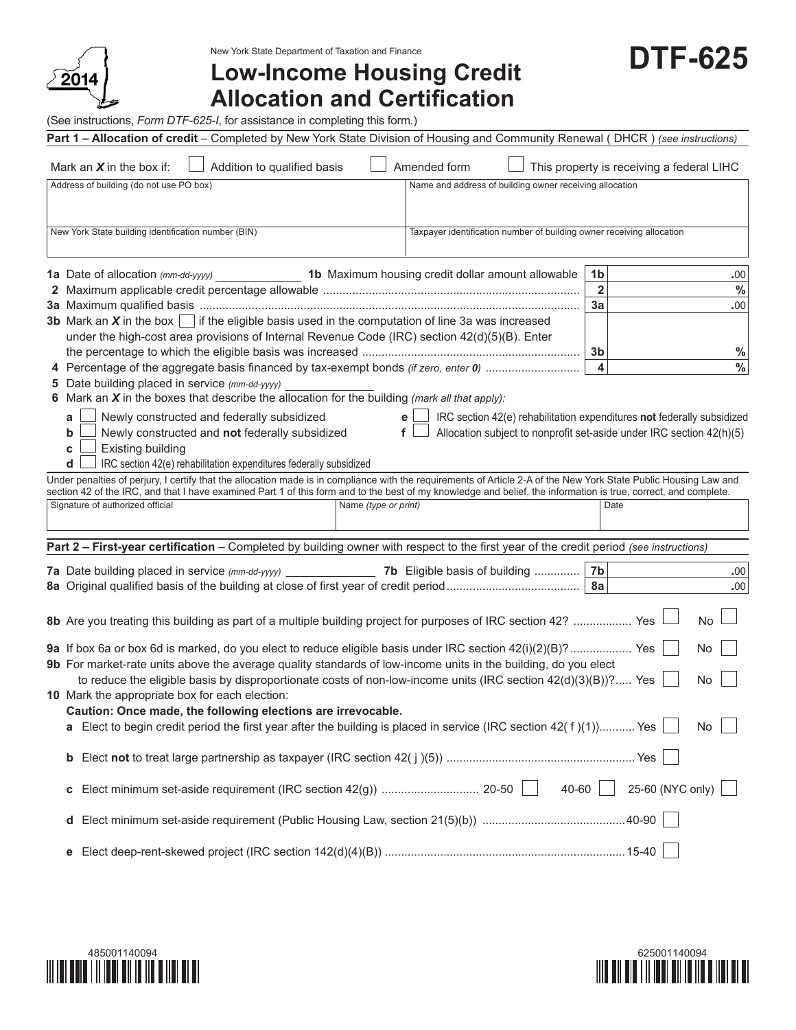New York State Department of Taxation and Finance

2014

# Low-Income Housing Credit Allocation and Certification

# DTF-625

(See instructions, *Form DTF-625-I*, for assistance in completing this form.)

## Part 1 – Allocation of credit – Completed by New York State Division of Housing and Community Renewal ( DHCR ) *(see instructions)*

Mark an ***X*** in the box if: ☐ Addition to qualified basis ☐ Amended form ☐ This property is receiving a federal LIHC

| | |
|---|---|
| Address of building (do not use PO box) | Name and address of building owner receiving allocation |
| New York State building identification number (BIN) | Taxpayer identification number of building owner receiving allocation |

**1a** Date of allocation *(mm-dd-yyyy)* ______________ **1b** Maximum housing credit dollar amount allowable | **1b** | .00

**2** Maximum applicable credit percentage allowable ............ | **2** | %

**3a** Maximum qualified basis ............ | **3a** | .00

**3b** Mark an ***X*** in the box ☐ if the eligible basis used in the computation of line 3a was increased under the high-cost area provisions of Internal Revenue Code (IRC) section 42(d)(5)(B). Enter the percentage to which the eligible basis was increased ............ | **3b** | %

**4** Percentage of the aggregate basis financed by tax-exempt bonds *(if zero, enter 0)* ............ | **4** | %

**5** Date building placed in service *(mm-dd-yyyy)* ______________

**6** Mark an ***X*** in the boxes that describe the allocation for the building *(mark all that apply)*:

- **a** ☐ Newly constructed and federally subsidized
- **b** ☐ Newly constructed and **not** federally subsidized
- **c** ☐ Existing building
- **d** ☐ IRC section 42(e) rehabilitation expenditures federally subsidized
- **e** ☐ IRC section 42(e) rehabilitation expenditures **not** federally subsidized
- **f** ☐ Allocation subject to nonprofit set-aside under IRC section 42(h)(5)

Under penalties of perjury, I certify that the allocation made is in compliance with the requirements of Article 2-A of the New York State Public Housing Law and section 42 of the IRC, and that I have examined Part 1 of this form and to the best of my knowledge and belief, the information is true, correct, and complete.

| Signature of authorized official | Name *(type or print)* | Date |
|---|---|---|
| | | |

## Part 2 – First-year certification – Completed by building owner with respect to the first year of the credit period *(see instructions)*

**7a** Date building placed in service *(mm-dd-yyyy)* ______________ **7b** Eligible basis of building ............ | **7b** | .00

**8a** Original qualified basis of the building at close of first year of credit period ............ | **8a** | .00

**8b** Are you treating this building as part of a multiple building project for purposes of IRC section 42? ............ Yes ☐ No ☐

**9a** If box 6a or box 6d is marked, do you elect to reduce eligible basis under IRC section 42(i)(2)(B)? ............ Yes ☐ No ☐

**9b** For market-rate units above the average quality standards of low-income units in the building, do you elect to reduce the eligible basis by disproportionate costs of non-low-income units (IRC section 42(d)(3)(B))? ..... Yes ☐ No ☐

**10** Mark the appropriate box for each election:

**Caution: Once made, the following elections are irrevocable.**

**a** Elect to begin credit period the first year after the building is placed in service (IRC section 42( f )(1)) ............ Yes ☐ No ☐

**b** Elect **not** to treat large partnership as taxpayer (IRC section 42( j )(5)) ............ Yes ☐

**c** Elect minimum set-aside requirement (IRC section 42(g)) ............ 20-50 ☐ 40-60 ☐ 25-60 (NYC only) ☐

**d** Elect minimum set-aside requirement (Public Housing Law, section 21(5)(b)) ............ 40-90 ☐

**e** Elect deep-rent-skewed project (IRC section 142(d)(4)(B)) ............ 15-40 ☐

485001140094

625001140094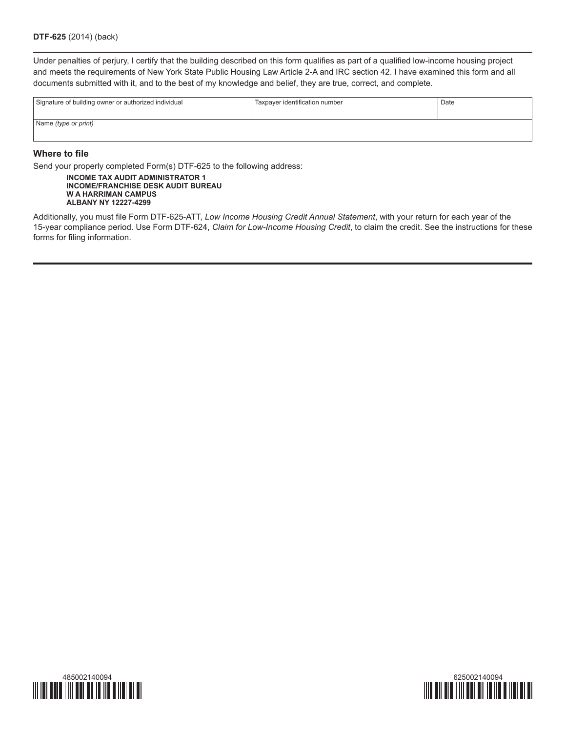Under penalties of perjury, I certify that the building described on this form qualifies as part of a qualified low-income housing project and meets the requirements of New York State Public Housing Law Article 2-A and IRC section 42. I have examined this form and all documents submitted with it, and to the best of my knowledge and belief, they are true, correct, and complete.

| | | |
|---|---|---|
| Signature of building owner or authorized individual | Taxpayer identification number | Date |
| Name *(type or print)* | | |

### Where to file

Send your properly completed Form(s) DTF-625 to the following address:

**INCOME TAX AUDIT ADMINISTRATOR 1**
**INCOME/FRANCHISE DESK AUDIT BUREAU**
**W A HARRIMAN CAMPUS**
**ALBANY NY 12227-4299**

Additionally, you must file Form DTF-625-ATT, *Low Income Housing Credit Annual Statement*, with your return for each year of the 15-year compliance period. Use Form DTF-624, *Claim for Low-Income Housing Credit*, to claim the credit. See the instructions for these forms for filing information.

485002140094

625002140094